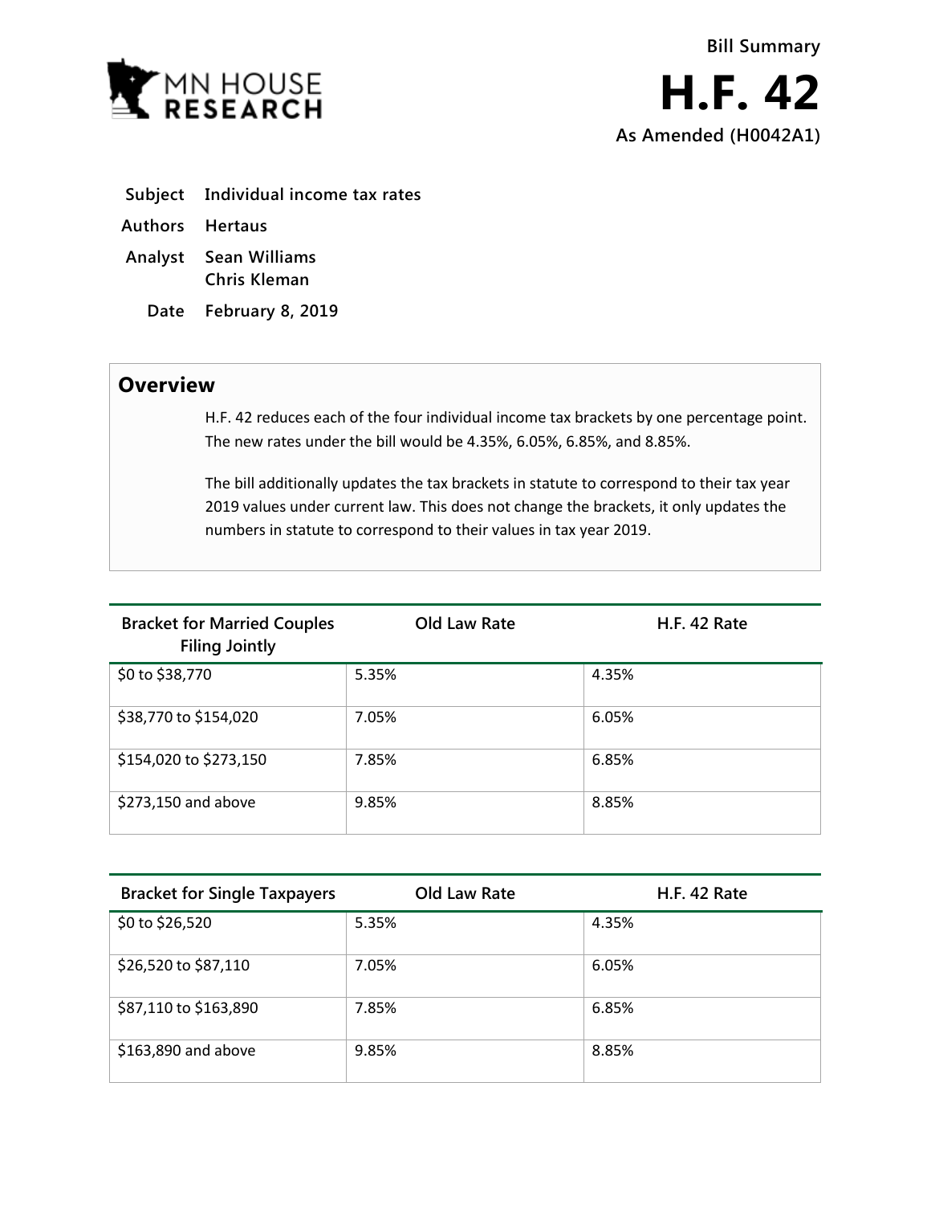MN HOUSE RESEARCH

**Bill Summary**

# H.F. 42

**As Amended (H0042A1)**

**Subject** Individual income tax rates

**Authors** Hertaus

**Analyst** Sean Williams
Chris Kleman

**Date** February 8, 2019

## Overview

H.F. 42 reduces each of the four individual income tax brackets by one percentage point. The new rates under the bill would be 4.35%, 6.05%, 6.85%, and 8.85%.

The bill additionally updates the tax brackets in statute to correspond to their tax year 2019 values under current law. This does not change the brackets, it only updates the numbers in statute to correspond to their values in tax year 2019.

| Bracket for Married Couples Filing Jointly | Old Law Rate | H.F. 42 Rate |
|---|---|---|
| $0 to $38,770 | 5.35% | 4.35% |
| $38,770 to $154,020 | 7.05% | 6.05% |
| $154,020 to $273,150 | 7.85% | 6.85% |
| $273,150 and above | 9.85% | 8.85% |

| Bracket for Single Taxpayers | Old Law Rate | H.F. 42 Rate |
|---|---|---|
| $0 to $26,520 | 5.35% | 4.35% |
| $26,520 to $87,110 | 7.05% | 6.05% |
| $87,110 to $163,890 | 7.85% | 6.85% |
| $163,890 and above | 9.85% | 8.85% |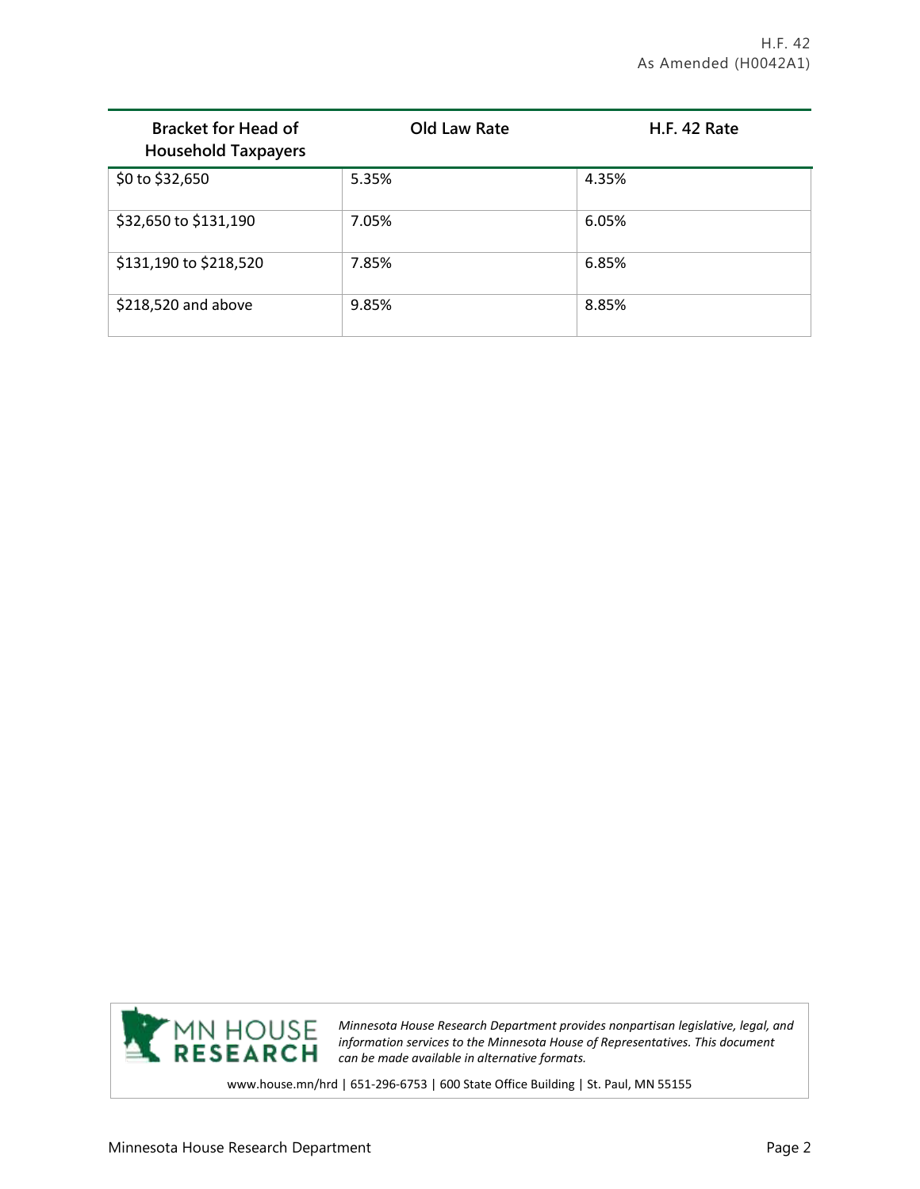| Bracket for Head of Household Taxpayers | Old Law Rate | H.F. 42 Rate |
|---|---|---|
| $0 to $32,650 | 5.35% | 4.35% |
| $32,650 to $131,190 | 7.05% | 6.05% |
| $131,190 to $218,520 | 7.85% | 6.85% |
| $218,520 and above | 9.85% | 8.85% |

MN HOUSE RESEARCH

*Minnesota House Research Department provides nonpartisan legislative, legal, and information services to the Minnesota House of Representatives. This document can be made available in alternative formats.*

www.house.mn/hrd | 651-296-6753 | 600 State Office Building | St. Paul, MN 55155